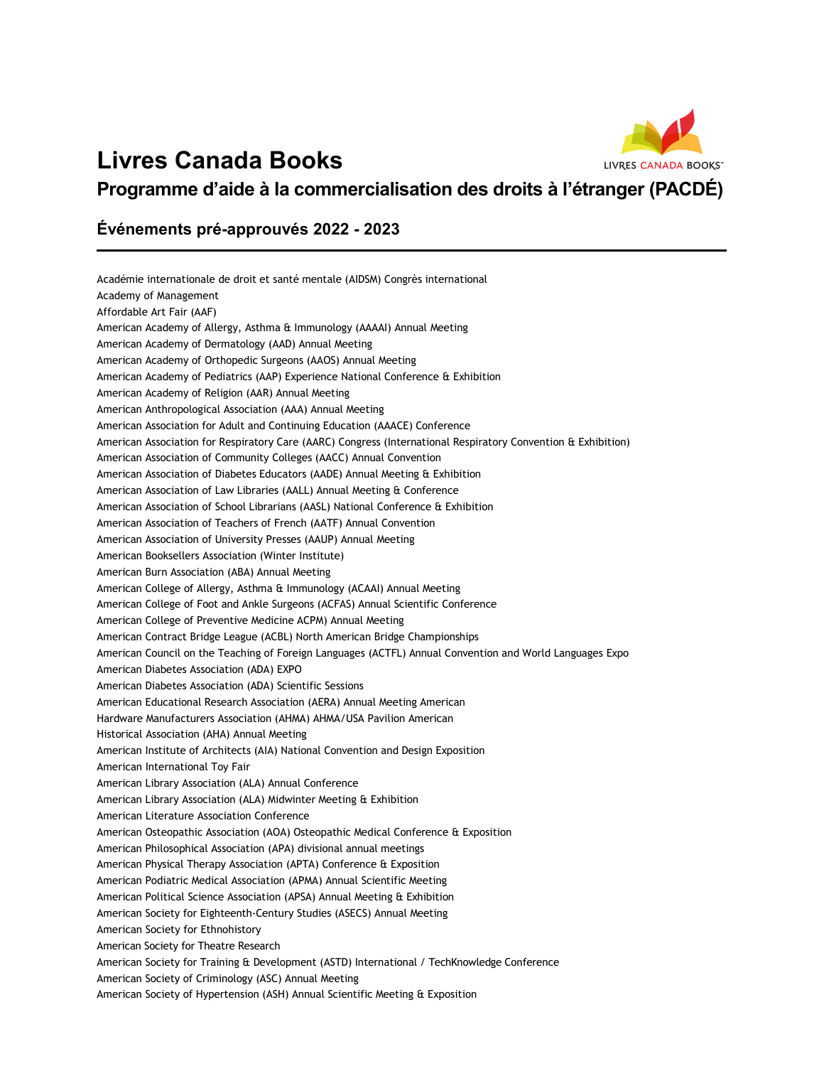# Livres Canada Books

## Programme d'aide à la commercialisation des droits à l'étranger (PACDÉ)

### Événements pré-approuvés 2022 - 2023

---

Académie internationale de droit et santé mentale (AIDSM) Congrès international
Academy of Management
Affordable Art Fair (AAF)
American Academy of Allergy, Asthma & Immunology (AAAAI) Annual Meeting
American Academy of Dermatology (AAD) Annual Meeting
American Academy of Orthopedic Surgeons (AAOS) Annual Meeting
American Academy of Pediatrics (AAP) Experience National Conference & Exhibition
American Academy of Religion (AAR) Annual Meeting
American Anthropological Association (AAA) Annual Meeting
American Association for Adult and Continuing Education (AAACE) Conference
American Association for Respiratory Care (AARC) Congress (International Respiratory Convention & Exhibition)
American Association of Community Colleges (AACC) Annual Convention
American Association of Diabetes Educators (AADE) Annual Meeting & Exhibition
American Association of Law Libraries (AALL) Annual Meeting & Conference
American Association of School Librarians (AASL) National Conference & Exhibition
American Association of Teachers of French (AATF) Annual Convention
American Association of University Presses (AAUP) Annual Meeting
American Booksellers Association (Winter Institute)
American Burn Association (ABA) Annual Meeting
American College of Allergy, Asthma & Immunology (ACAAI) Annual Meeting
American College of Foot and Ankle Surgeons (ACFAS) Annual Scientific Conference
American College of Preventive Medicine ACPM) Annual Meeting
American Contract Bridge League (ACBL) North American Bridge Championships
American Council on the Teaching of Foreign Languages (ACTFL) Annual Convention and World Languages Expo
American Diabetes Association (ADA) EXPO
American Diabetes Association (ADA) Scientific Sessions
American Educational Research Association (AERA) Annual Meeting American
Hardware Manufacturers Association (AHMA) AHMA/USA Pavilion American
Historical Association (AHA) Annual Meeting
American Institute of Architects (AIA) National Convention and Design Exposition
American International Toy Fair
American Library Association (ALA) Annual Conference
American Library Association (ALA) Midwinter Meeting & Exhibition
American Literature Association Conference
American Osteopathic Association (AOA) Osteopathic Medical Conference & Exposition
American Philosophical Association (APA) divisional annual meetings
American Physical Therapy Association (APTA) Conference & Exposition
American Podiatric Medical Association (APMA) Annual Scientific Meeting
American Political Science Association (APSA) Annual Meeting & Exhibition
American Society for Eighteenth-Century Studies (ASECS) Annual Meeting
American Society for Ethnohistory
American Society for Theatre Research
American Society for Training & Development (ASTD) International / TechKnowledge Conference
American Society of Criminology (ASC) Annual Meeting
American Society of Hypertension (ASH) Annual Scientific Meeting & Exposition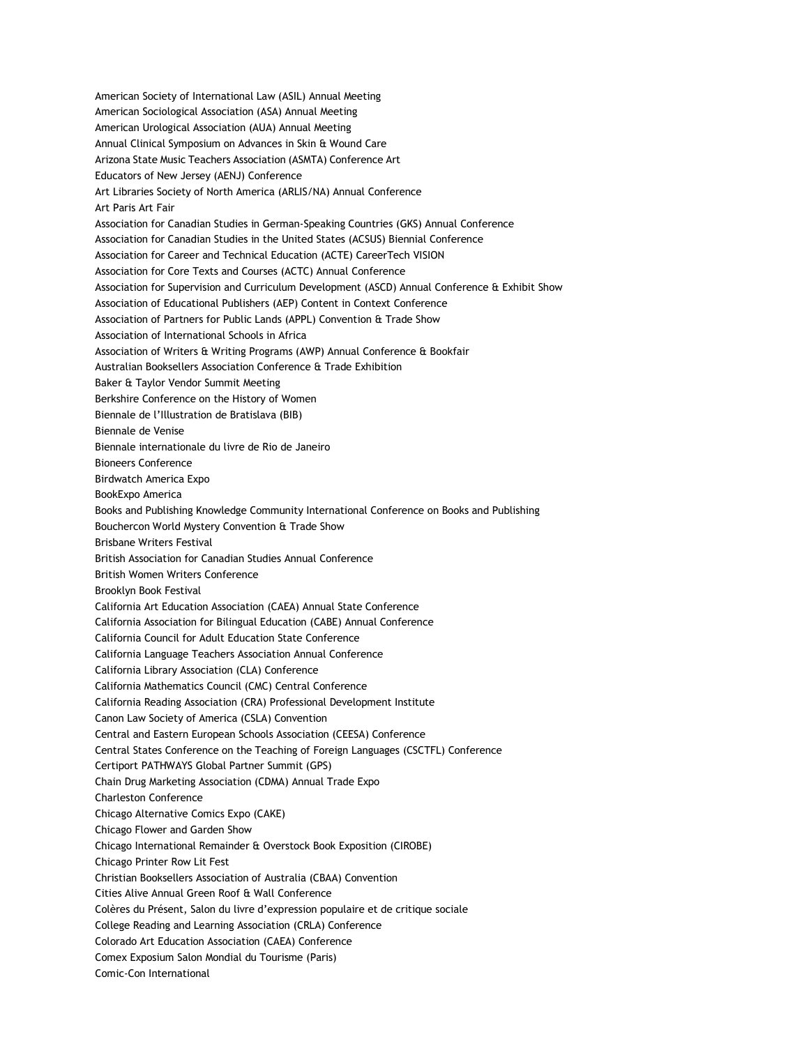American Society of International Law (ASIL) Annual Meeting
American Sociological Association (ASA) Annual Meeting
American Urological Association (AUA) Annual Meeting
Annual Clinical Symposium on Advances in Skin & Wound Care
Arizona State Music Teachers Association (ASMTA) Conference Art
Educators of New Jersey (AENJ) Conference
Art Libraries Society of North America (ARLIS/NA) Annual Conference
Art Paris Art Fair
Association for Canadian Studies in German-Speaking Countries (GKS) Annual Conference
Association for Canadian Studies in the United States (ACSUS) Biennial Conference
Association for Career and Technical Education (ACTE) CareerTech VISION
Association for Core Texts and Courses (ACTC) Annual Conference
Association for Supervision and Curriculum Development (ASCD) Annual Conference & Exhibit Show
Association of Educational Publishers (AEP) Content in Context Conference
Association of Partners for Public Lands (APPL) Convention & Trade Show
Association of International Schools in Africa
Association of Writers & Writing Programs (AWP) Annual Conference & Bookfair
Australian Booksellers Association Conference & Trade Exhibition
Baker & Taylor Vendor Summit Meeting
Berkshire Conference on the History of Women
Biennale de l'Illustration de Bratislava (BIB)
Biennale de Venise
Biennale internationale du livre de Rio de Janeiro
Bioneers Conference
Birdwatch America Expo
BookExpo America
Books and Publishing Knowledge Community International Conference on Books and Publishing
Bouchercon World Mystery Convention & Trade Show
Brisbane Writers Festival
British Association for Canadian Studies Annual Conference
British Women Writers Conference
Brooklyn Book Festival
California Art Education Association (CAEA) Annual State Conference
California Association for Bilingual Education (CABE) Annual Conference
California Council for Adult Education State Conference
California Language Teachers Association Annual Conference
California Library Association (CLA) Conference
California Mathematics Council (CMC) Central Conference
California Reading Association (CRA) Professional Development Institute
Canon Law Society of America (CSLA) Convention
Central and Eastern European Schools Association (CEESA) Conference
Central States Conference on the Teaching of Foreign Languages (CSCTFL) Conference
Certiport PATHWAYS Global Partner Summit (GPS)
Chain Drug Marketing Association (CDMA) Annual Trade Expo
Charleston Conference
Chicago Alternative Comics Expo (CAKE)
Chicago Flower and Garden Show
Chicago International Remainder & Overstock Book Exposition (CIROBE)
Chicago Printer Row Lit Fest
Christian Booksellers Association of Australia (CBAA) Convention
Cities Alive Annual Green Roof & Wall Conference
Colères du Présent, Salon du livre d'expression populaire et de critique sociale
College Reading and Learning Association (CRLA) Conference
Colorado Art Education Association (CAEA) Conference
Comex Exposium Salon Mondial du Tourisme (Paris)
Comic-Con International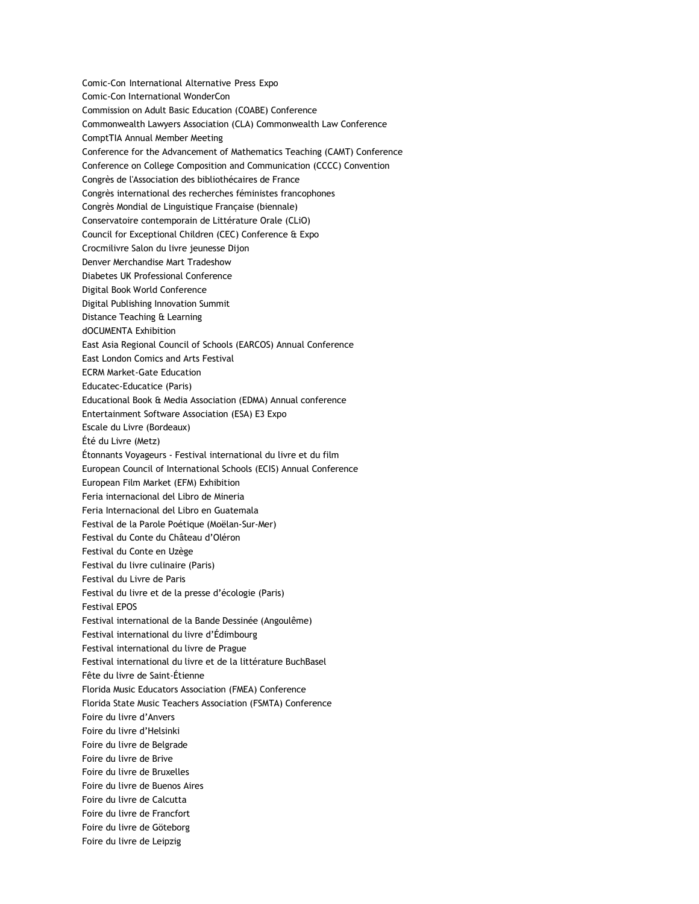Comic-Con International Alternative Press Expo
Comic-Con International WonderCon
Commission on Adult Basic Education (COABE) Conference
Commonwealth Lawyers Association (CLA) Commonwealth Law Conference
ComptTIA Annual Member Meeting
Conference for the Advancement of Mathematics Teaching (CAMT) Conference
Conference on College Composition and Communication (CCCC) Convention
Congrès de l'Association des bibliothécaires de France
Congrès international des recherches féministes francophones
Congrès Mondial de Linguistique Française (biennale)
Conservatoire contemporain de Littérature Orale (CLiO)
Council for Exceptional Children (CEC) Conference & Expo
Crocmilivre Salon du livre jeunesse Dijon
Denver Merchandise Mart Tradeshow
Diabetes UK Professional Conference
Digital Book World Conference
Digital Publishing Innovation Summit
Distance Teaching & Learning
dOCUMENTA Exhibition
East Asia Regional Council of Schools (EARCOS) Annual Conference
East London Comics and Arts Festival
ECRM Market-Gate Education
Educatec-Educatice (Paris)
Educational Book & Media Association (EDMA) Annual conference
Entertainment Software Association (ESA) E3 Expo
Escale du Livre (Bordeaux)
Été du Livre (Metz)
Étonnants Voyageurs - Festival international du livre et du film
European Council of International Schools (ECIS) Annual Conference
European Film Market (EFM) Exhibition
Feria internacional del Libro de Mineria
Feria Internacional del Libro en Guatemala
Festival de la Parole Poétique (Moëlan-Sur-Mer)
Festival du Conte du Château d'Oléron
Festival du Conte en Uzège
Festival du livre culinaire (Paris)
Festival du Livre de Paris
Festival du livre et de la presse d'écologie (Paris)
Festival EPOS
Festival international de la Bande Dessinée (Angoulême)
Festival international du livre d'Édimbourg
Festival international du livre de Prague
Festival international du livre et de la littérature BuchBasel
Fête du livre de Saint-Étienne
Florida Music Educators Association (FMEA) Conference
Florida State Music Teachers Association (FSMTA) Conference
Foire du livre d'Anvers
Foire du livre d'Helsinki
Foire du livre de Belgrade
Foire du livre de Brive
Foire du livre de Bruxelles
Foire du livre de Buenos Aires
Foire du livre de Calcutta
Foire du livre de Francfort
Foire du livre de Göteborg
Foire du livre de Leipzig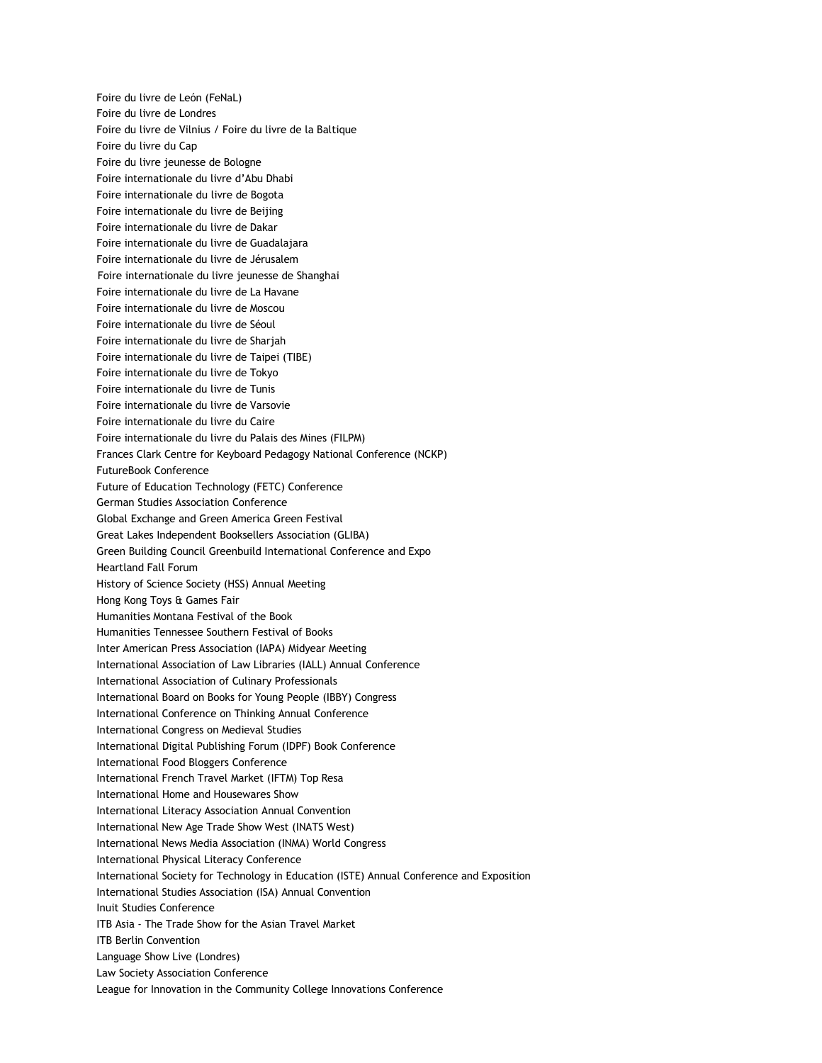Foire du livre de León (FeNaL)
Foire du livre de Londres
Foire du livre de Vilnius / Foire du livre de la Baltique
Foire du livre du Cap
Foire du livre jeunesse de Bologne
Foire internationale du livre d'Abu Dhabi
Foire internationale du livre de Bogota
Foire internationale du livre de Beijing
Foire internationale du livre de Dakar
Foire internationale du livre de Guadalajara
Foire internationale du livre de Jérusalem
Foire internationale du livre jeunesse de Shanghai
Foire internationale du livre de La Havane
Foire internationale du livre de Moscou
Foire internationale du livre de Séoul
Foire internationale du livre de Sharjah
Foire internationale du livre de Taipei (TIBE)
Foire internationale du livre de Tokyo
Foire internationale du livre de Tunis
Foire internationale du livre de Varsovie
Foire internationale du livre du Caire
Foire internationale du livre du Palais des Mines (FILPM)
Frances Clark Centre for Keyboard Pedagogy National Conference (NCKP)
FutureBook Conference
Future of Education Technology (FETC) Conference
German Studies Association Conference
Global Exchange and Green America Green Festival
Great Lakes Independent Booksellers Association (GLIBA)
Green Building Council Greenbuild International Conference and Expo
Heartland Fall Forum
History of Science Society (HSS) Annual Meeting
Hong Kong Toys & Games Fair
Humanities Montana Festival of the Book
Humanities Tennessee Southern Festival of Books
Inter American Press Association (IAPA) Midyear Meeting
International Association of Law Libraries (IALL) Annual Conference
International Association of Culinary Professionals
International Board on Books for Young People (IBBY) Congress
International Conference on Thinking Annual Conference
International Congress on Medieval Studies
International Digital Publishing Forum (IDPF) Book Conference
International Food Bloggers Conference
International French Travel Market (IFTM) Top Resa
International Home and Housewares Show
International Literacy Association Annual Convention
International New Age Trade Show West (INATS West)
International News Media Association (INMA) World Congress
International Physical Literacy Conference
International Society for Technology in Education (ISTE) Annual Conference and Exposition
International Studies Association (ISA) Annual Convention
Inuit Studies Conference
ITB Asia - The Trade Show for the Asian Travel Market
ITB Berlin Convention
Language Show Live (Londres)
Law Society Association Conference
League for Innovation in the Community College Innovations Conference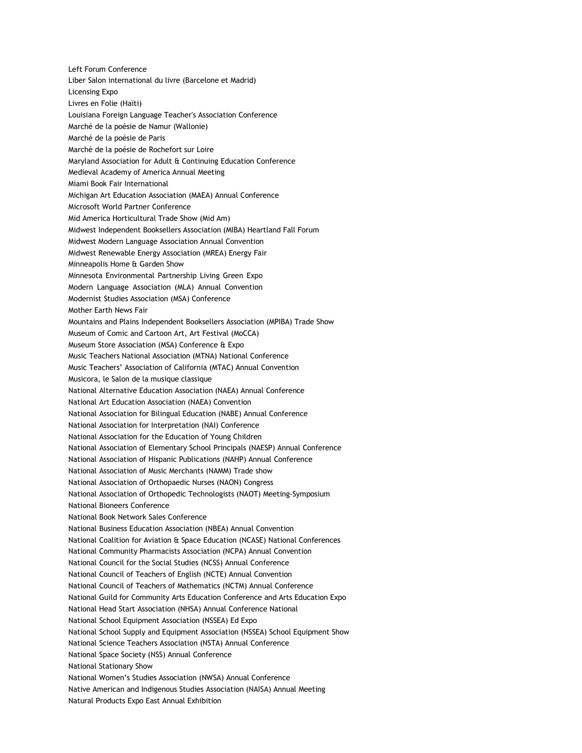Left Forum Conference
Liber Salon international du livre (Barcelone et Madrid)
Licensing Expo
Livres en Folie (Haïti)
Louisiana Foreign Language Teacher's Association Conference
Marché de la poésie de Namur (Wallonie)
Marché de la poésie de Paris
Marché de la poésie de Rochefort sur Loire
Maryland Association for Adult & Continuing Education Conference
Medieval Academy of America Annual Meeting
Miami Book Fair International
Michigan Art Education Association (MAEA) Annual Conference
Microsoft World Partner Conference
Mid America Horticultural Trade Show (Mid Am)
Midwest Independent Booksellers Association (MIBA) Heartland Fall Forum
Midwest Modern Language Association Annual Convention
Midwest Renewable Energy Association (MREA) Energy Fair
Minneapolis Home & Garden Show
Minnesota Environmental Partnership Living Green Expo
Modern Language Association (MLA) Annual Convention
Modernist Studies Association (MSA) Conference
Mother Earth News Fair
Mountains and Plains Independent Booksellers Association (MPIBA) Trade Show
Museum of Comic and Cartoon Art, Art Festival (MoCCA)
Museum Store Association (MSA) Conference & Expo
Music Teachers National Association (MTNA) National Conference
Music Teachers' Association of California (MTAC) Annual Convention
Musicora, le Salon de la musique classique
National Alternative Education Association (NAEA) Annual Conference
National Art Education Association (NAEA) Convention
National Association for Bilingual Education (NABE) Annual Conference
National Association for Interpretation (NAI) Conference
National Association for the Education of Young Children
National Association of Elementary School Principals (NAESP) Annual Conference
National Association of Hispanic Publications (NAHP) Annual Conference
National Association of Music Merchants (NAMM) Trade show
National Association of Orthopaedic Nurses (NAON) Congress
National Association of Orthopedic Technologists (NAOT) Meeting-Symposium
National Bioneers Conference
National Book Network Sales Conference
National Business Education Association (NBEA) Annual Convention
National Coalition for Aviation & Space Education (NCASE) National Conferences
National Community Pharmacists Association (NCPA) Annual Convention
National Council for the Social Studies (NCSS) Annual Conference
National Council of Teachers of English (NCTE) Annual Convention
National Council of Teachers of Mathematics (NCTM) Annual Conference
National Guild for Community Arts Education Conference and Arts Education Expo
National Head Start Association (NHSA) Annual Conference National
National School Equipment Association (NSSEA) Ed Expo
National School Supply and Equipment Association (NSSEA) School Equipment Show
National Science Teachers Association (NSTA) Annual Conference
National Space Society (NSS) Annual Conference
National Stationary Show
National Women's Studies Association (NWSA) Annual Conference
Native American and Indigenous Studies Association (NAISA) Annual Meeting
Natural Products Expo East Annual Exhibition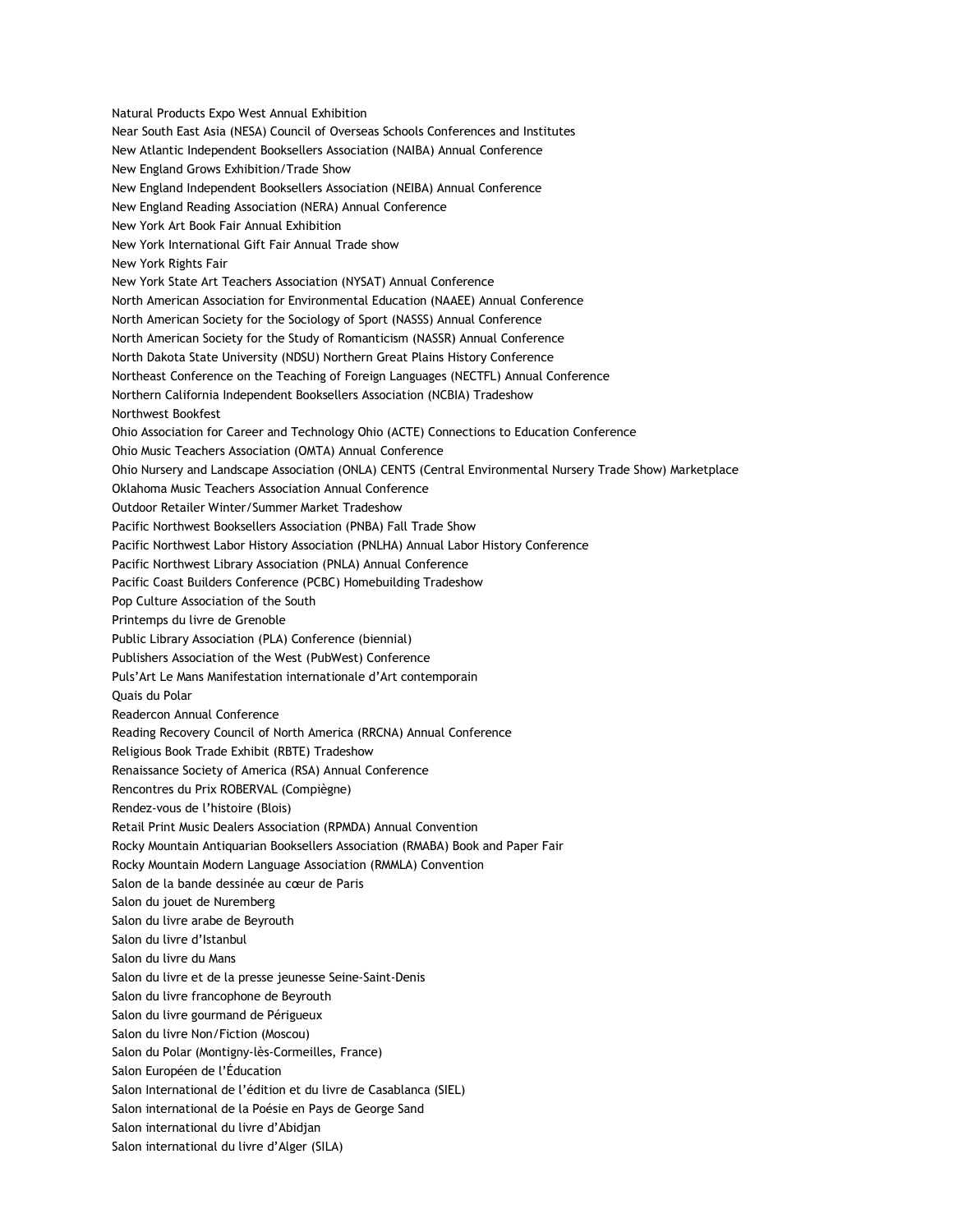Natural Products Expo West Annual Exhibition
Near South East Asia (NESA) Council of Overseas Schools Conferences and Institutes
New Atlantic Independent Booksellers Association (NAIBA) Annual Conference
New England Grows Exhibition/Trade Show
New England Independent Booksellers Association (NEIBA) Annual Conference
New England Reading Association (NERA) Annual Conference
New York Art Book Fair Annual Exhibition
New York International Gift Fair Annual Trade show
New York Rights Fair
New York State Art Teachers Association (NYSAT) Annual Conference
North American Association for Environmental Education (NAAEE) Annual Conference
North American Society for the Sociology of Sport (NASSS) Annual Conference
North American Society for the Study of Romanticism (NASSR) Annual Conference
North Dakota State University (NDSU) Northern Great Plains History Conference
Northeast Conference on the Teaching of Foreign Languages (NECTFL) Annual Conference
Northern California Independent Booksellers Association (NCBIA) Tradeshow
Northwest Bookfest
Ohio Association for Career and Technology Ohio (ACTE) Connections to Education Conference
Ohio Music Teachers Association (OMTA) Annual Conference
Ohio Nursery and Landscape Association (ONLA) CENTS (Central Environmental Nursery Trade Show) Marketplace
Oklahoma Music Teachers Association Annual Conference
Outdoor Retailer Winter/Summer Market Tradeshow
Pacific Northwest Booksellers Association (PNBA) Fall Trade Show
Pacific Northwest Labor History Association (PNLHA) Annual Labor History Conference
Pacific Northwest Library Association (PNLA) Annual Conference
Pacific Coast Builders Conference (PCBC) Homebuilding Tradeshow
Pop Culture Association of the South
Printemps du livre de Grenoble
Public Library Association (PLA) Conference (biennial)
Publishers Association of the West (PubWest) Conference
Puls'Art Le Mans Manifestation internationale d'Art contemporain
Quais du Polar
Readercon Annual Conference
Reading Recovery Council of North America (RRCNA) Annual Conference
Religious Book Trade Exhibit (RBTE) Tradeshow
Renaissance Society of America (RSA) Annual Conference
Rencontres du Prix ROBERVAL (Compiègne)
Rendez-vous de l'histoire (Blois)
Retail Print Music Dealers Association (RPMDA) Annual Convention
Rocky Mountain Antiquarian Booksellers Association (RMABA) Book and Paper Fair
Rocky Mountain Modern Language Association (RMMLA) Convention
Salon de la bande dessinée au cœur de Paris
Salon du jouet de Nuremberg
Salon du livre arabe de Beyrouth
Salon du livre d'Istanbul
Salon du livre du Mans
Salon du livre et de la presse jeunesse Seine-Saint-Denis
Salon du livre francophone de Beyrouth
Salon du livre gourmand de Périgueux
Salon du livre Non/Fiction (Moscou)
Salon du Polar (Montigny-lès-Cormeilles, France)
Salon Européen de l'Éducation
Salon International de l'édition et du livre de Casablanca (SIEL)
Salon international de la Poésie en Pays de George Sand
Salon international du livre d'Abidjan
Salon international du livre d'Alger (SILA)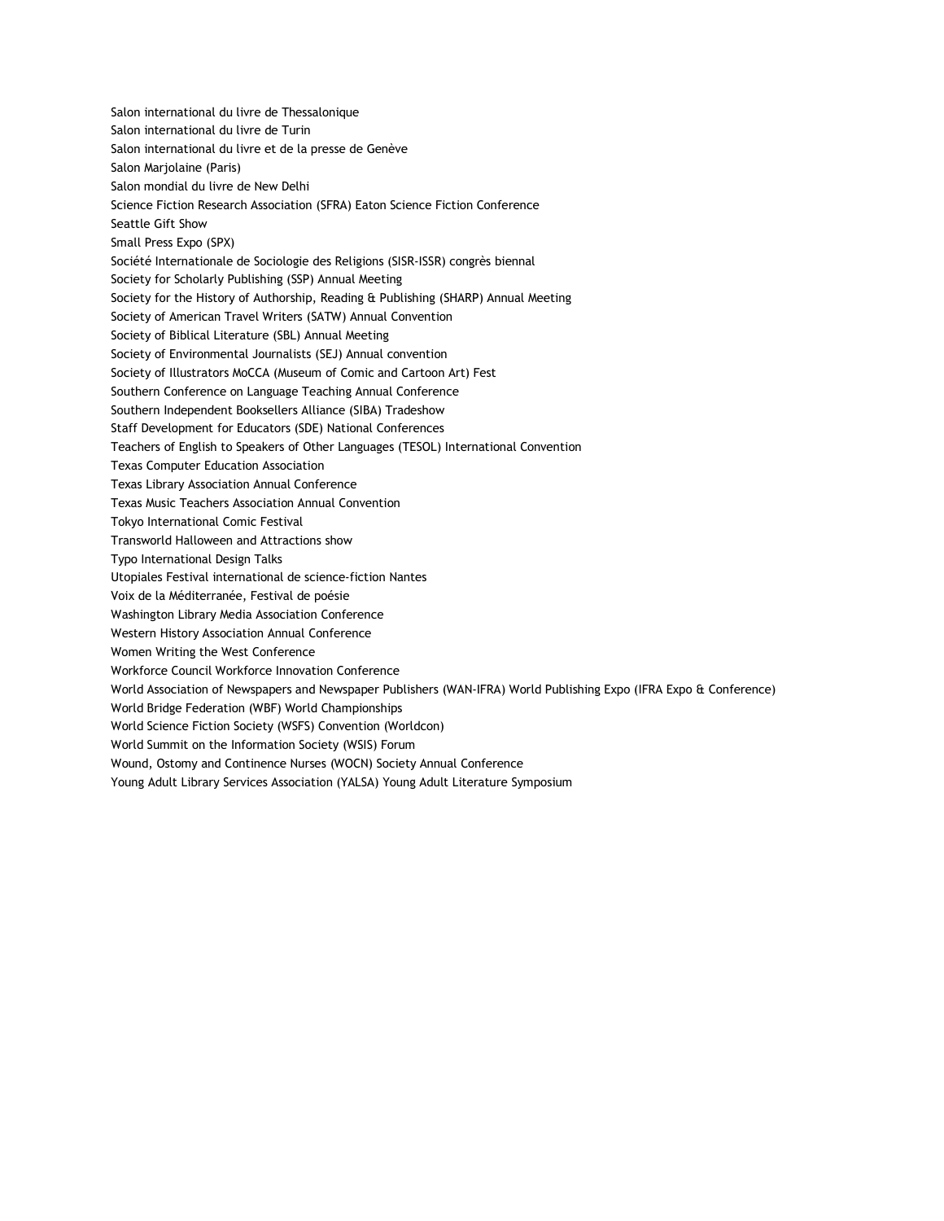Salon international du livre de Thessalonique
Salon international du livre de Turin
Salon international du livre et de la presse de Genève
Salon Marjolaine (Paris)
Salon mondial du livre de New Delhi
Science Fiction Research Association (SFRA) Eaton Science Fiction Conference
Seattle Gift Show
Small Press Expo (SPX)
Société Internationale de Sociologie des Religions (SISR-ISSR) congrès biennal
Society for Scholarly Publishing (SSP) Annual Meeting
Society for the History of Authorship, Reading & Publishing (SHARP) Annual Meeting
Society of American Travel Writers (SATW) Annual Convention
Society of Biblical Literature (SBL) Annual Meeting
Society of Environmental Journalists (SEJ) Annual convention
Society of Illustrators MoCCA (Museum of Comic and Cartoon Art) Fest
Southern Conference on Language Teaching Annual Conference
Southern Independent Booksellers Alliance (SIBA) Tradeshow
Staff Development for Educators (SDE) National Conferences
Teachers of English to Speakers of Other Languages (TESOL) International Convention
Texas Computer Education Association
Texas Library Association Annual Conference
Texas Music Teachers Association Annual Convention
Tokyo International Comic Festival
Transworld Halloween and Attractions show
Typo International Design Talks
Utopiales Festival international de science-fiction Nantes
Voix de la Méditerranée, Festival de poésie
Washington Library Media Association Conference
Western History Association Annual Conference
Women Writing the West Conference
Workforce Council Workforce Innovation Conference
World Association of Newspapers and Newspaper Publishers (WAN-IFRA) World Publishing Expo (IFRA Expo & Conference)
World Bridge Federation (WBF) World Championships
World Science Fiction Society (WSFS) Convention (Worldcon)
World Summit on the Information Society (WSIS) Forum
Wound, Ostomy and Continence Nurses (WOCN) Society Annual Conference
Young Adult Library Services Association (YALSA) Young Adult Literature Symposium